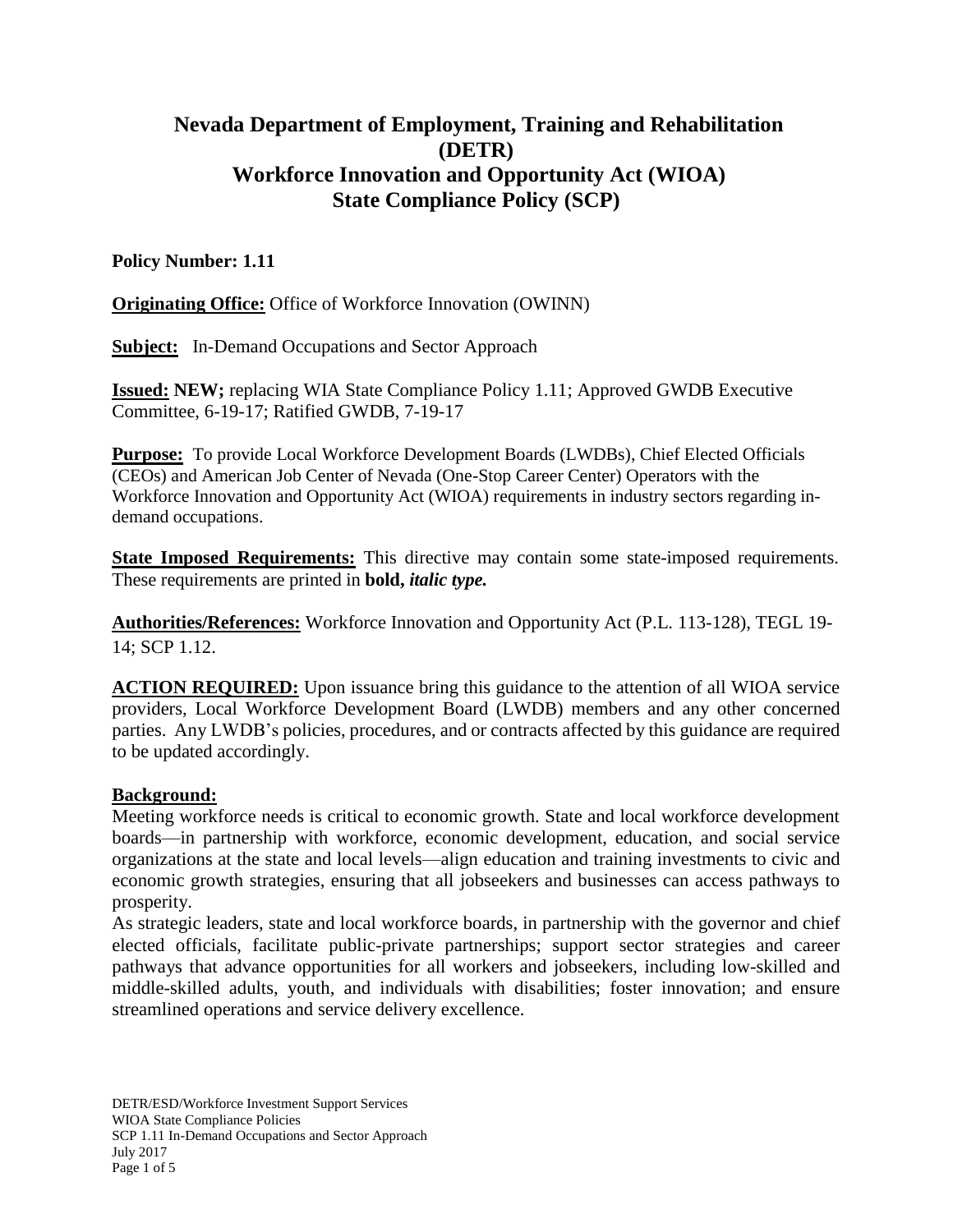# Nevada Department of Employment, Training and Rehabilitation (DETR)
# Workforce Innovation and Opportunity Act (WIOA)
# State Compliance Policy (SCP)

**Policy Number: 1.11**

**Originating Office:** Office of Workforce Innovation (OWINN)

**Subject:** In-Demand Occupations and Sector Approach

**Issued: NEW;** replacing WIA State Compliance Policy 1.11; Approved GWDB Executive Committee, 6-19-17; Ratified GWDB, 7-19-17

**Purpose:** To provide Local Workforce Development Boards (LWDBs), Chief Elected Officials (CEOs) and American Job Center of Nevada (One-Stop Career Center) Operators with the Workforce Innovation and Opportunity Act (WIOA) requirements in industry sectors regarding in-demand occupations.

**State Imposed Requirements:** This directive may contain some state-imposed requirements. These requirements are printed in **bold,** ***italic type.***

**Authorities/References:** Workforce Innovation and Opportunity Act (P.L. 113-128), TEGL 19-14; SCP 1.12.

**ACTION REQUIRED:** Upon issuance bring this guidance to the attention of all WIOA service providers, Local Workforce Development Board (LWDB) members and any other concerned parties. Any LWDB's policies, procedures, and or contracts affected by this guidance are required to be updated accordingly.

**Background:**

Meeting workforce needs is critical to economic growth. State and local workforce development boards—in partnership with workforce, economic development, education, and social service organizations at the state and local levels—align education and training investments to civic and economic growth strategies, ensuring that all jobseekers and businesses can access pathways to prosperity.

As strategic leaders, state and local workforce boards, in partnership with the governor and chief elected officials, facilitate public-private partnerships; support sector strategies and career pathways that advance opportunities for all workers and jobseekers, including low-skilled and middle-skilled adults, youth, and individuals with disabilities; foster innovation; and ensure streamlined operations and service delivery excellence.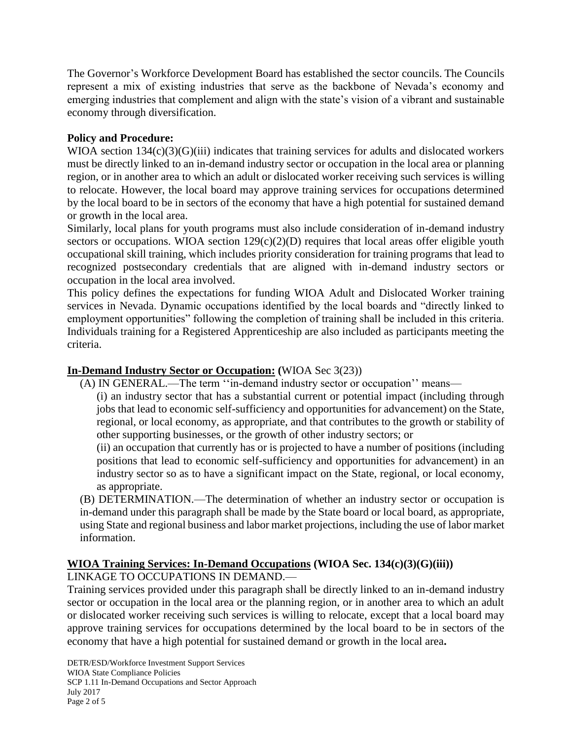The Governor's Workforce Development Board has established the sector councils. The Councils represent a mix of existing industries that serve as the backbone of Nevada's economy and emerging industries that complement and align with the state's vision of a vibrant and sustainable economy through diversification.

**Policy and Procedure:**

WIOA section 134(c)(3)(G)(iii) indicates that training services for adults and dislocated workers must be directly linked to an in-demand industry sector or occupation in the local area or planning region, or in another area to which an adult or dislocated worker receiving such services is willing to relocate. However, the local board may approve training services for occupations determined by the local board to be in sectors of the economy that have a high potential for sustained demand or growth in the local area.

Similarly, local plans for youth programs must also include consideration of in-demand industry sectors or occupations. WIOA section 129(c)(2)(D) requires that local areas offer eligible youth occupational skill training, which includes priority consideration for training programs that lead to recognized postsecondary credentials that are aligned with in-demand industry sectors or occupation in the local area involved.

This policy defines the expectations for funding WIOA Adult and Dislocated Worker training services in Nevada. Dynamic occupations identified by the local boards and "directly linked to employment opportunities" following the completion of training shall be included in this criteria. Individuals training for a Registered Apprenticeship are also included as participants meeting the criteria.

**In-Demand Industry Sector or Occupation: (**WIOA Sec 3(23))

(A) IN GENERAL.—The term ''in-demand industry sector or occupation'' means—

(i) an industry sector that has a substantial current or potential impact (including through jobs that lead to economic self-sufficiency and opportunities for advancement) on the State, regional, or local economy, as appropriate, and that contributes to the growth or stability of other supporting businesses, or the growth of other industry sectors; or

(ii) an occupation that currently has or is projected to have a number of positions (including positions that lead to economic self-sufficiency and opportunities for advancement) in an industry sector so as to have a significant impact on the State, regional, or local economy, as appropriate.

(B) DETERMINATION.—The determination of whether an industry sector or occupation is in-demand under this paragraph shall be made by the State board or local board, as appropriate, using State and regional business and labor market projections, including the use of labor market information.

**WIOA Training Services: In-Demand Occupations (WIOA Sec. 134(c)(3)(G)(iii))**

LINKAGE TO OCCUPATIONS IN DEMAND.—

Training services provided under this paragraph shall be directly linked to an in-demand industry sector or occupation in the local area or the planning region, or in another area to which an adult or dislocated worker receiving such services is willing to relocate, except that a local board may approve training services for occupations determined by the local board to be in sectors of the economy that have a high potential for sustained demand or growth in the local area**.**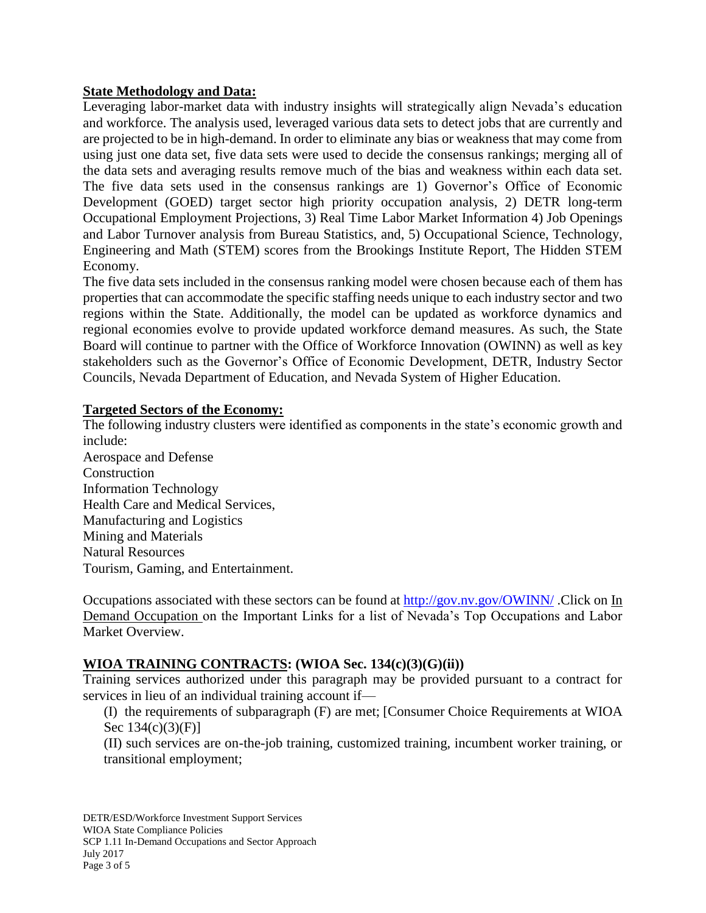**State Methodology and Data:**

Leveraging labor-market data with industry insights will strategically align Nevada's education and workforce. The analysis used, leveraged various data sets to detect jobs that are currently and are projected to be in high-demand. In order to eliminate any bias or weakness that may come from using just one data set, five data sets were used to decide the consensus rankings; merging all of the data sets and averaging results remove much of the bias and weakness within each data set. The five data sets used in the consensus rankings are 1) Governor's Office of Economic Development (GOED) target sector high priority occupation analysis, 2) DETR long-term Occupational Employment Projections, 3) Real Time Labor Market Information 4) Job Openings and Labor Turnover analysis from Bureau Statistics, and, 5) Occupational Science, Technology, Engineering and Math (STEM) scores from the Brookings Institute Report, The Hidden STEM Economy.

The five data sets included in the consensus ranking model were chosen because each of them has properties that can accommodate the specific staffing needs unique to each industry sector and two regions within the State. Additionally, the model can be updated as workforce dynamics and regional economies evolve to provide updated workforce demand measures. As such, the State Board will continue to partner with the Office of Workforce Innovation (OWINN) as well as key stakeholders such as the Governor's Office of Economic Development, DETR, Industry Sector Councils, Nevada Department of Education, and Nevada System of Higher Education.

**Targeted Sectors of the Economy:**

The following industry clusters were identified as components in the state's economic growth and include:

Aerospace and Defense
Construction
Information Technology
Health Care and Medical Services,
Manufacturing and Logistics
Mining and Materials
Natural Resources
Tourism, Gaming, and Entertainment.

Occupations associated with these sectors can be found at http://gov.nv.gov/OWINN/ .Click on In Demand Occupation on the Important Links for a list of Nevada's Top Occupations and Labor Market Overview.

**WIOA TRAINING CONTRACTS: (WIOA Sec. 134(c)(3)(G)(ii))**

Training services authorized under this paragraph may be provided pursuant to a contract for services in lieu of an individual training account if—

(I) the requirements of subparagraph (F) are met; [Consumer Choice Requirements at WIOA Sec 134(c)(3)(F)]

(II) such services are on-the-job training, customized training, incumbent worker training, or transitional employment;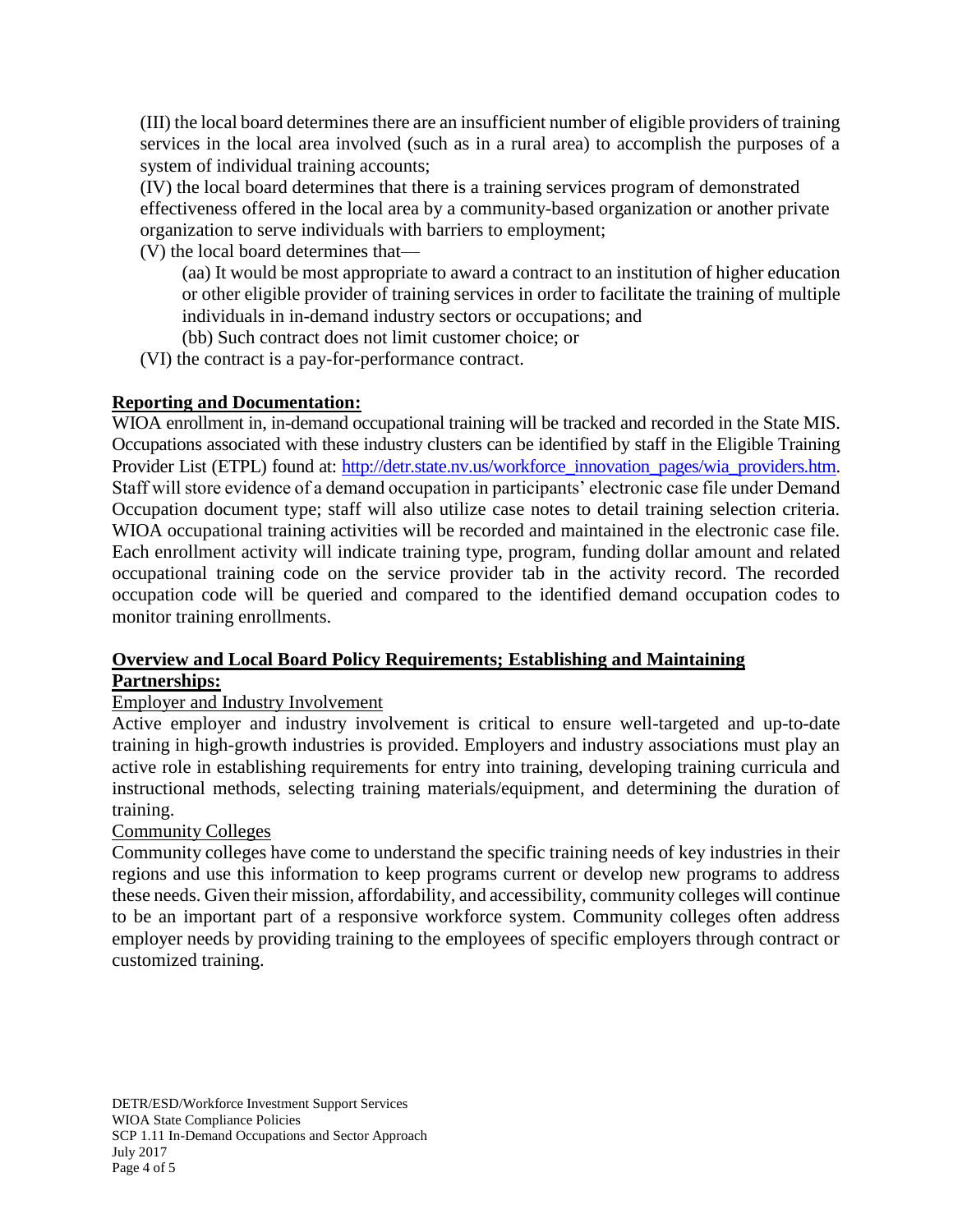(III) the local board determines there are an insufficient number of eligible providers of training services in the local area involved (such as in a rural area) to accomplish the purposes of a system of individual training accounts;

(IV) the local board determines that there is a training services program of demonstrated effectiveness offered in the local area by a community-based organization or another private organization to serve individuals with barriers to employment;

(V) the local board determines that—

> (aa) It would be most appropriate to award a contract to an institution of higher education or other eligible provider of training services in order to facilitate the training of multiple individuals in in-demand industry sectors or occupations; and
>
> (bb) Such contract does not limit customer choice; or

(VI) the contract is a pay-for-performance contract.

**Reporting and Documentation:**

WIOA enrollment in, in-demand occupational training will be tracked and recorded in the State MIS. Occupations associated with these industry clusters can be identified by staff in the Eligible Training Provider List (ETPL) found at: [http://detr.state.nv.us/workforce_innovation_pages/wia_providers.htm](http://detr.state.nv.us/workforce_innovation_pages/wia_providers.htm). Staff will store evidence of a demand occupation in participants' electronic case file under Demand Occupation document type; staff will also utilize case notes to detail training selection criteria. WIOA occupational training activities will be recorded and maintained in the electronic case file. Each enrollment activity will indicate training type, program, funding dollar amount and related occupational training code on the service provider tab in the activity record. The recorded occupation code will be queried and compared to the identified demand occupation codes to monitor training enrollments.

**Overview and Local Board Policy Requirements; Establishing and Maintaining Partnerships:**

Employer and Industry Involvement

Active employer and industry involvement is critical to ensure well-targeted and up-to-date training in high-growth industries is provided. Employers and industry associations must play an active role in establishing requirements for entry into training, developing training curricula and instructional methods, selecting training materials/equipment, and determining the duration of training.

Community Colleges

Community colleges have come to understand the specific training needs of key industries in their regions and use this information to keep programs current or develop new programs to address these needs. Given their mission, affordability, and accessibility, community colleges will continue to be an important part of a responsive workforce system. Community colleges often address employer needs by providing training to the employees of specific employers through contract or customized training.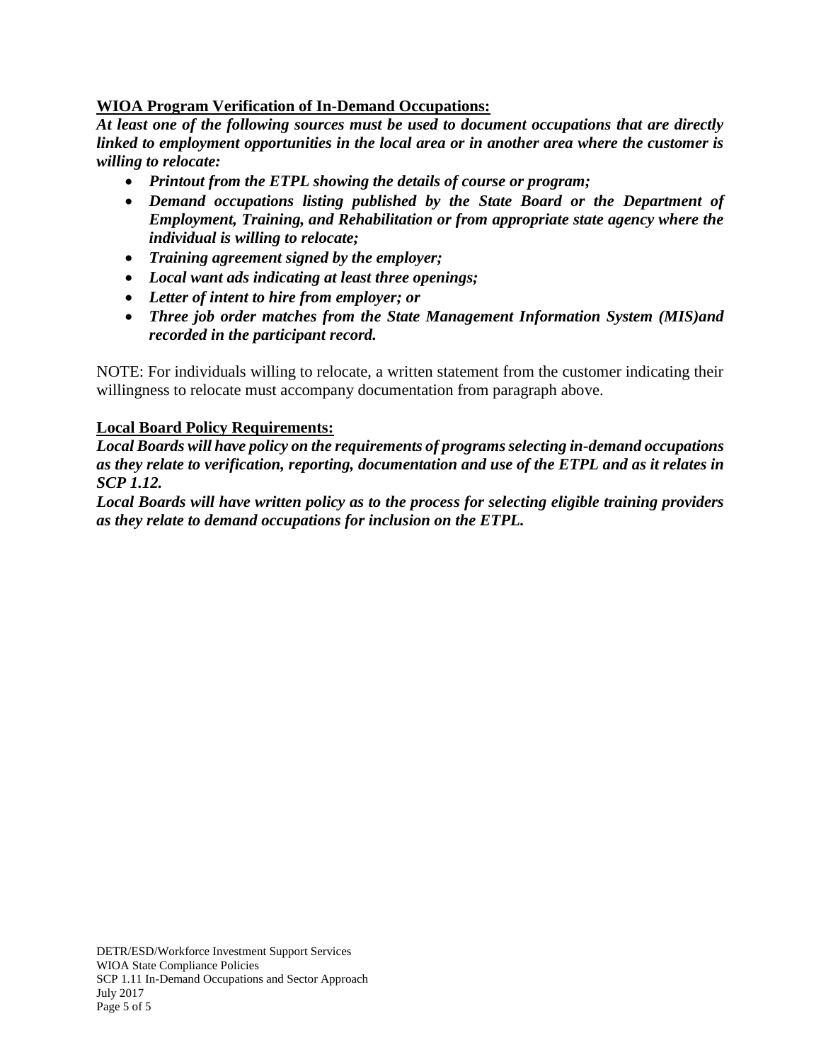**WIOA Program Verification of In-Demand Occupations:**

***At least one of the following sources must be used to document occupations that are directly linked to employment opportunities in the local area or in another area where the customer is willing to relocate:***

- ***Printout from the ETPL showing the details of course or program;***
- ***Demand occupations listing published by the State Board or the Department of Employment, Training, and Rehabilitation or from appropriate state agency where the individual is willing to relocate;***
- ***Training agreement signed by the employer;***
- ***Local want ads indicating at least three openings;***
- ***Letter of intent to hire from employer; or***
- ***Three job order matches from the State Management Information System (MIS)and recorded in the participant record.***

NOTE: For individuals willing to relocate, a written statement from the customer indicating their willingness to relocate must accompany documentation from paragraph above.

**Local Board Policy Requirements:**

***Local Boards will have policy on the requirements of programs selecting in-demand occupations as they relate to verification, reporting, documentation and use of the ETPL and as it relates in SCP 1.12.***

***Local Boards will have written policy as to the process for selecting eligible training providers as they relate to demand occupations for inclusion on the ETPL.***